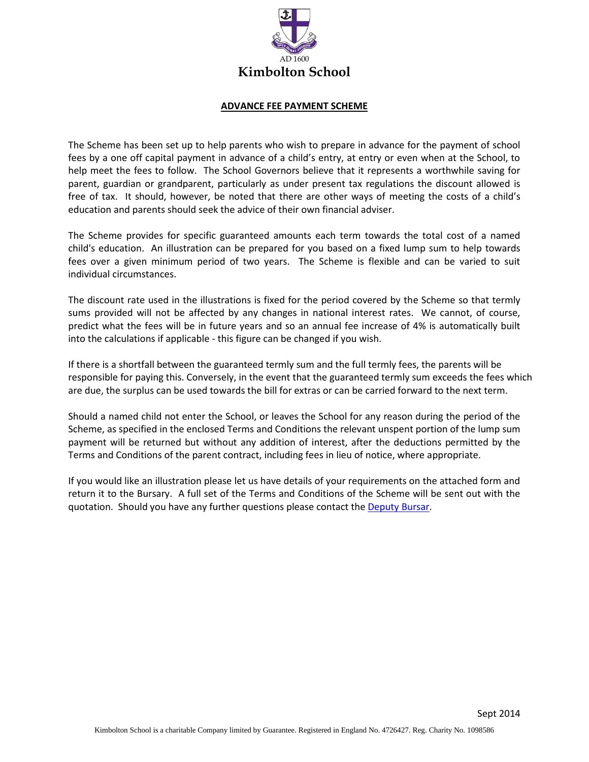AD 1600

# Kimbolton School

## ADVANCE FEE PAYMENT SCHEME

The Scheme has been set up to help parents who wish to prepare in advance for the payment of school fees by a one off capital payment in advance of a child's entry, at entry or even when at the School, to help meet the fees to follow. The School Governors believe that it represents a worthwhile saving for parent, guardian or grandparent, particularly as under present tax regulations the discount allowed is free of tax. It should, however, be noted that there are other ways of meeting the costs of a child's education and parents should seek the advice of their own financial adviser.

The Scheme provides for specific guaranteed amounts each term towards the total cost of a named child's education. An illustration can be prepared for you based on a fixed lump sum to help towards fees over a given minimum period of two years. The Scheme is flexible and can be varied to suit individual circumstances.

The discount rate used in the illustrations is fixed for the period covered by the Scheme so that termly sums provided will not be affected by any changes in national interest rates. We cannot, of course, predict what the fees will be in future years and so an annual fee increase of 4% is automatically built into the calculations if applicable - this figure can be changed if you wish.

If there is a shortfall between the guaranteed termly sum and the full termly fees, the parents will be responsible for paying this. Conversely, in the event that the guaranteed termly sum exceeds the fees which are due, the surplus can be used towards the bill for extras or can be carried forward to the next term.

Should a named child not enter the School, or leaves the School for any reason during the period of the Scheme, as specified in the enclosed Terms and Conditions the relevant unspent portion of the lump sum payment will be returned but without any addition of interest, after the deductions permitted by the Terms and Conditions of the parent contract, including fees in lieu of notice, where appropriate.

If you would like an illustration please let us have details of your requirements on the attached form and return it to the Bursary. A full set of the Terms and Conditions of the Scheme will be sent out with the quotation. Should you have any further questions please contact the Deputy Bursar.

Sept 2014

Kimbolton School is a charitable Company limited by Guarantee. Registered in England No. 4726427. Reg. Charity No. 1098586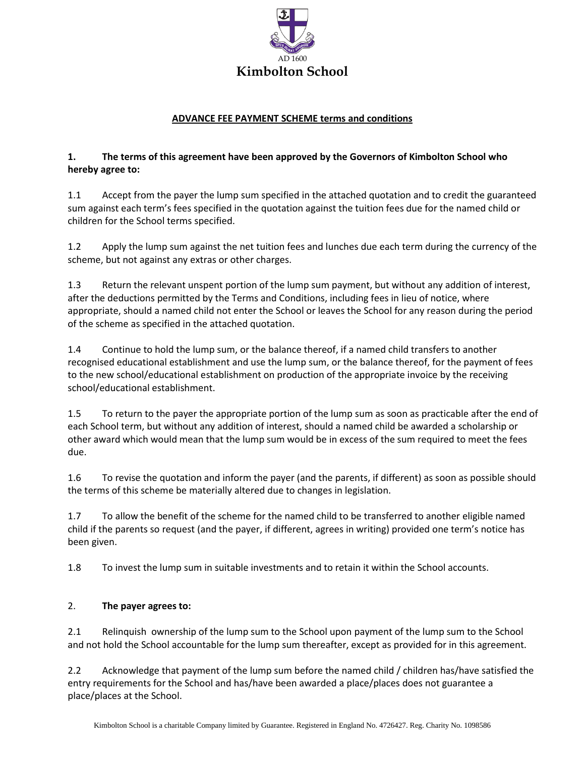AD 1600

**Kimbolton School**

## ADVANCE FEE PAYMENT SCHEME terms and conditions

**1. The terms of this agreement have been approved by the Governors of Kimbolton School who hereby agree to:**

1.1 Accept from the payer the lump sum specified in the attached quotation and to credit the guaranteed sum against each term's fees specified in the quotation against the tuition fees due for the named child or children for the School terms specified.

1.2 Apply the lump sum against the net tuition fees and lunches due each term during the currency of the scheme, but not against any extras or other charges.

1.3 Return the relevant unspent portion of the lump sum payment, but without any addition of interest, after the deductions permitted by the Terms and Conditions, including fees in lieu of notice, where appropriate, should a named child not enter the School or leaves the School for any reason during the period of the scheme as specified in the attached quotation.

1.4 Continue to hold the lump sum, or the balance thereof, if a named child transfers to another recognised educational establishment and use the lump sum, or the balance thereof, for the payment of fees to the new school/educational establishment on production of the appropriate invoice by the receiving school/educational establishment.

1.5 To return to the payer the appropriate portion of the lump sum as soon as practicable after the end of each School term, but without any addition of interest, should a named child be awarded a scholarship or other award which would mean that the lump sum would be in excess of the sum required to meet the fees due.

1.6 To revise the quotation and inform the payer (and the parents, if different) as soon as possible should the terms of this scheme be materially altered due to changes in legislation.

1.7 To allow the benefit of the scheme for the named child to be transferred to another eligible named child if the parents so request (and the payer, if different, agrees in writing) provided one term's notice has been given.

1.8 To invest the lump sum in suitable investments and to retain it within the School accounts.

2. **The payer agrees to:**

2.1 Relinquish ownership of the lump sum to the School upon payment of the lump sum to the School and not hold the School accountable for the lump sum thereafter, except as provided for in this agreement.

2.2 Acknowledge that payment of the lump sum before the named child / children has/have satisfied the entry requirements for the School and has/have been awarded a place/places does not guarantee a place/places at the School.

Kimbolton School is a charitable Company limited by Guarantee. Registered in England No. 4726427. Reg. Charity No. 1098586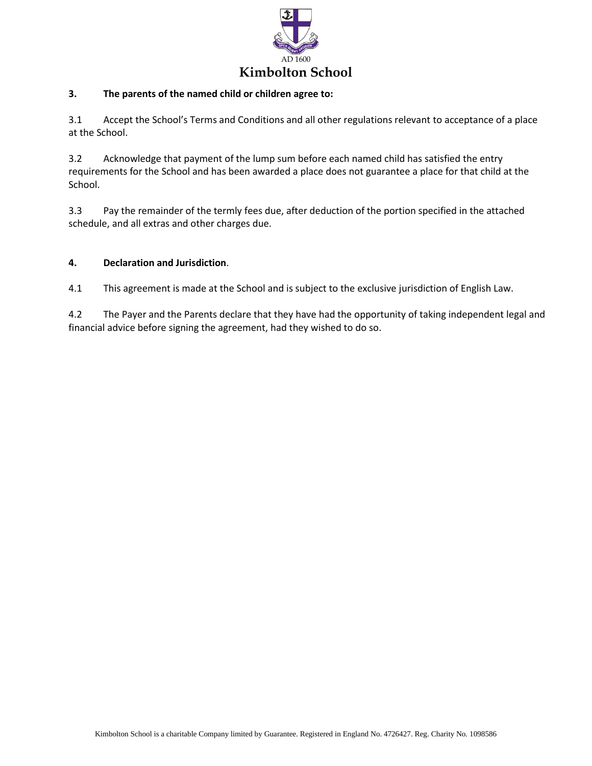**3. The parents of the named child or children agree to:**

3.1 Accept the School's Terms and Conditions and all other regulations relevant to acceptance of a place at the School.

3.2 Acknowledge that payment of the lump sum before each named child has satisfied the entry requirements for the School and has been awarded a place does not guarantee a place for that child at the School.

3.3 Pay the remainder of the termly fees due, after deduction of the portion specified in the attached schedule, and all extras and other charges due.

**4. Declaration and Jurisdiction**.

4.1 This agreement is made at the School and is subject to the exclusive jurisdiction of English Law.

4.2 The Payer and the Parents declare that they have had the opportunity of taking independent legal and financial advice before signing the agreement, had they wished to do so.